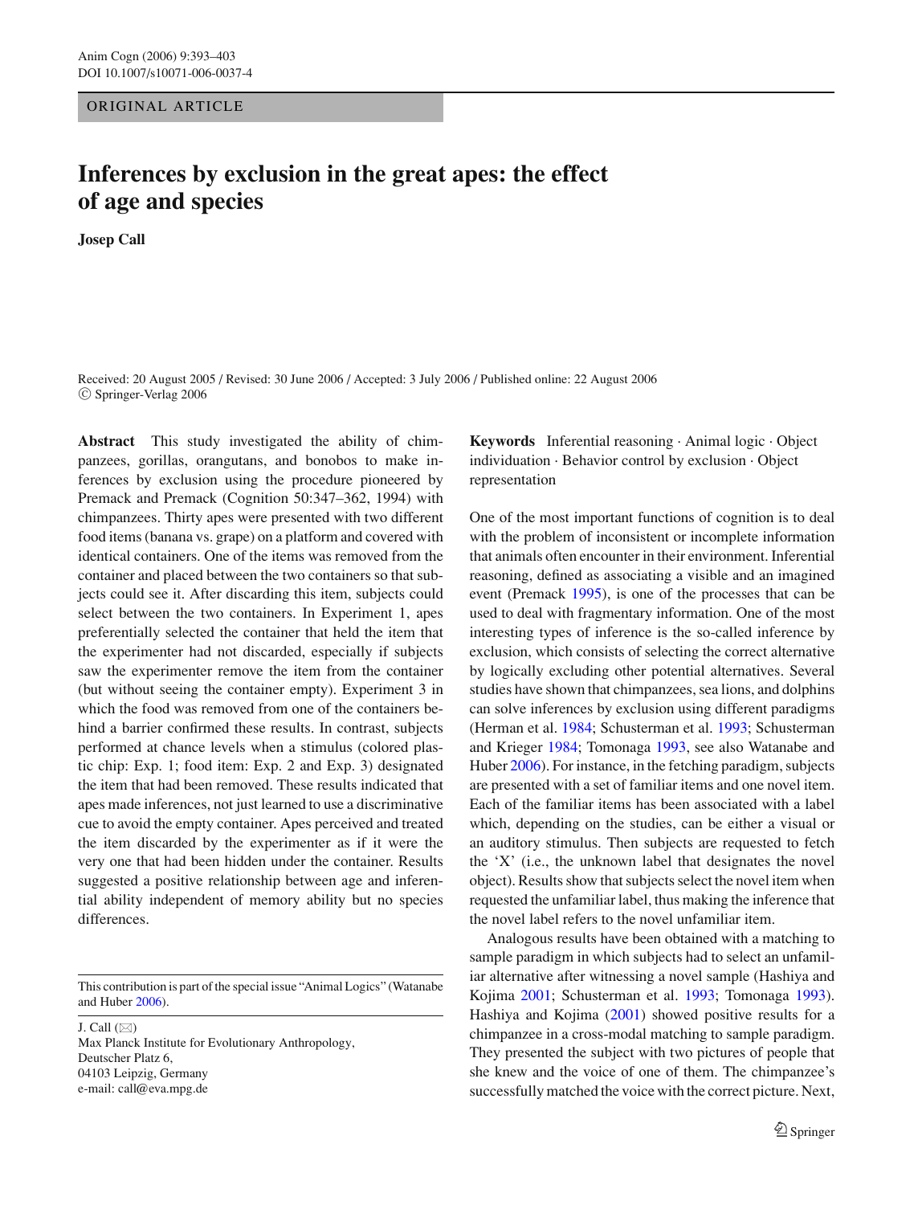ORIGINAL ARTICLE

# Inferences by exclusion in the great apes: the effect of age and species

**Josep Call**

Received: 20 August 2005 / Revised: 30 June 2006 / Accepted: 3 July 2006 / Published online: 22 August 2006
© Springer-Verlag 2006

**Abstract** This study investigated the ability of chimpanzees, gorillas, orangutans, and bonobos to make inferences by exclusion using the procedure pioneered by Premack and Premack (Cognition 50:347–362, 1994) with chimpanzees. Thirty apes were presented with two different food items (banana vs. grape) on a platform and covered with identical containers. One of the items was removed from the container and placed between the two containers so that subjects could see it. After discarding this item, subjects could select between the two containers. In Experiment 1, apes preferentially selected the container that held the item that the experimenter had not discarded, especially if subjects saw the experimenter remove the item from the container (but without seeing the container empty). Experiment 3 in which the food was removed from one of the containers behind a barrier confirmed these results. In contrast, subjects performed at chance levels when a stimulus (colored plastic chip: Exp. 1; food item: Exp. 2 and Exp. 3) designated the item that had been removed. These results indicated that apes made inferences, not just learned to use a discriminative cue to avoid the empty container. Apes perceived and treated the item discarded by the experimenter as if it were the very one that had been hidden under the container. Results suggested a positive relationship between age and inferential ability independent of memory ability but no species differences.

**Keywords** Inferential reasoning · Animal logic · Object individuation · Behavior control by exclusion · Object representation

This contribution is part of the special issue "Animal Logics" (Watanabe and Huber 2006).

J. Call (✉)
Max Planck Institute for Evolutionary Anthropology,
Deutscher Platz 6,
04103 Leipzig, Germany
e-mail: call@eva.mpg.de

One of the most important functions of cognition is to deal with the problem of inconsistent or incomplete information that animals often encounter in their environment. Inferential reasoning, defined as associating a visible and an imagined event (Premack 1995), is one of the processes that can be used to deal with fragmentary information. One of the most interesting types of inference is the so-called inference by exclusion, which consists of selecting the correct alternative by logically excluding other potential alternatives. Several studies have shown that chimpanzees, sea lions, and dolphins can solve inferences by exclusion using different paradigms (Herman et al. 1984; Schusterman et al. 1993; Schusterman and Krieger 1984; Tomonaga 1993, see also Watanabe and Huber 2006). For instance, in the fetching paradigm, subjects are presented with a set of familiar items and one novel item. Each of the familiar items has been associated with a label which, depending on the studies, can be either a visual or an auditory stimulus. Then subjects are requested to fetch the 'X' (i.e., the unknown label that designates the novel object). Results show that subjects select the novel item when requested the unfamiliar label, thus making the inference that the novel label refers to the novel unfamiliar item.

Analogous results have been obtained with a matching to sample paradigm in which subjects had to select an unfamiliar alternative after witnessing a novel sample (Hashiya and Kojima 2001; Schusterman et al. 1993; Tomonaga 1993). Hashiya and Kojima (2001) showed positive results for a chimpanzee in a cross-modal matching to sample paradigm. They presented the subject with two pictures of people that she knew and the voice of one of them. The chimpanzee's successfully matched the voice with the correct picture. Next,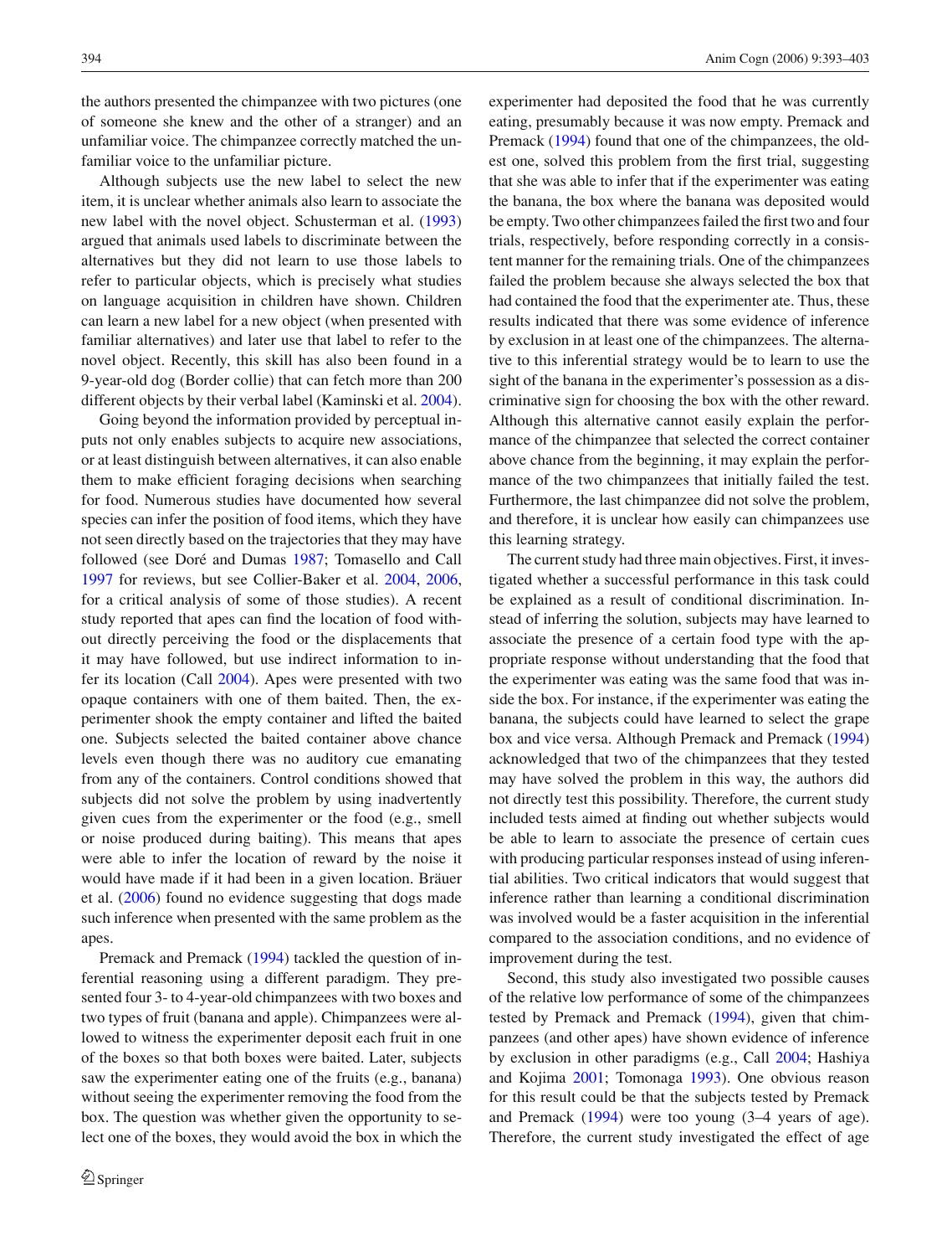the authors presented the chimpanzee with two pictures (one of someone she knew and the other of a stranger) and an unfamiliar voice. The chimpanzee correctly matched the unfamiliar voice to the unfamiliar picture.

Although subjects use the new label to select the new item, it is unclear whether animals also learn to associate the new label with the novel object. Schusterman et al. (1993) argued that animals used labels to discriminate between the alternatives but they did not learn to use those labels to refer to particular objects, which is precisely what studies on language acquisition in children have shown. Children can learn a new label for a new object (when presented with familiar alternatives) and later use that label to refer to the novel object. Recently, this skill has also been found in a 9-year-old dog (Border collie) that can fetch more than 200 different objects by their verbal label (Kaminski et al. 2004).

Going beyond the information provided by perceptual inputs not only enables subjects to acquire new associations, or at least distinguish between alternatives, it can also enable them to make efficient foraging decisions when searching for food. Numerous studies have documented how several species can infer the position of food items, which they have not seen directly based on the trajectories that they may have followed (see Doré and Dumas 1987; Tomasello and Call 1997 for reviews, but see Collier-Baker et al. 2004, 2006, for a critical analysis of some of those studies). A recent study reported that apes can find the location of food without directly perceiving the food or the displacements that it may have followed, but use indirect information to infer its location (Call 2004). Apes were presented with two opaque containers with one of them baited. Then, the experimenter shook the empty container and lifted the baited one. Subjects selected the baited container above chance levels even though there was no auditory cue emanating from any of the containers. Control conditions showed that subjects did not solve the problem by using inadvertently given cues from the experimenter or the food (e.g., smell or noise produced during baiting). This means that apes were able to infer the location of reward by the noise it would have made if it had been in a given location. Bräuer et al. (2006) found no evidence suggesting that dogs made such inference when presented with the same problem as the apes.

Premack and Premack (1994) tackled the question of inferential reasoning using a different paradigm. They presented four 3- to 4-year-old chimpanzees with two boxes and two types of fruit (banana and apple). Chimpanzees were allowed to witness the experimenter deposit each fruit in one of the boxes so that both boxes were baited. Later, subjects saw the experimenter eating one of the fruits (e.g., banana) without seeing the experimenter removing the food from the box. The question was whether given the opportunity to select one of the boxes, they would avoid the box in which the experimenter had deposited the food that he was currently eating, presumably because it was now empty. Premack and Premack (1994) found that one of the chimpanzees, the oldest one, solved this problem from the first trial, suggesting that she was able to infer that if the experimenter was eating the banana, the box where the banana was deposited would be empty. Two other chimpanzees failed the first two and four trials, respectively, before responding correctly in a consistent manner for the remaining trials. One of the chimpanzees failed the problem because she always selected the box that had contained the food that the experimenter ate. Thus, these results indicated that there was some evidence of inference by exclusion in at least one of the chimpanzees. The alternative to this inferential strategy would be to learn to use the sight of the banana in the experimenter's possession as a discriminative sign for choosing the box with the other reward. Although this alternative cannot easily explain the performance of the chimpanzee that selected the correct container above chance from the beginning, it may explain the performance of the two chimpanzees that initially failed the test. Furthermore, the last chimpanzee did not solve the problem, and therefore, it is unclear how easily can chimpanzees use this learning strategy.

The current study had three main objectives. First, it investigated whether a successful performance in this task could be explained as a result of conditional discrimination. Instead of inferring the solution, subjects may have learned to associate the presence of a certain food type with the appropriate response without understanding that the food that the experimenter was eating was the same food that was inside the box. For instance, if the experimenter was eating the banana, the subjects could have learned to select the grape box and vice versa. Although Premack and Premack (1994) acknowledged that two of the chimpanzees that they tested may have solved the problem in this way, the authors did not directly test this possibility. Therefore, the current study included tests aimed at finding out whether subjects would be able to learn to associate the presence of certain cues with producing particular responses instead of using inferential abilities. Two critical indicators that would suggest that inference rather than learning a conditional discrimination was involved would be a faster acquisition in the inferential compared to the association conditions, and no evidence of improvement during the test.

Second, this study also investigated two possible causes of the relative low performance of some of the chimpanzees tested by Premack and Premack (1994), given that chimpanzees (and other apes) have shown evidence of inference by exclusion in other paradigms (e.g., Call 2004; Hashiya and Kojima 2001; Tomonaga 1993). One obvious reason for this result could be that the subjects tested by Premack and Premack (1994) were too young (3–4 years of age). Therefore, the current study investigated the effect of age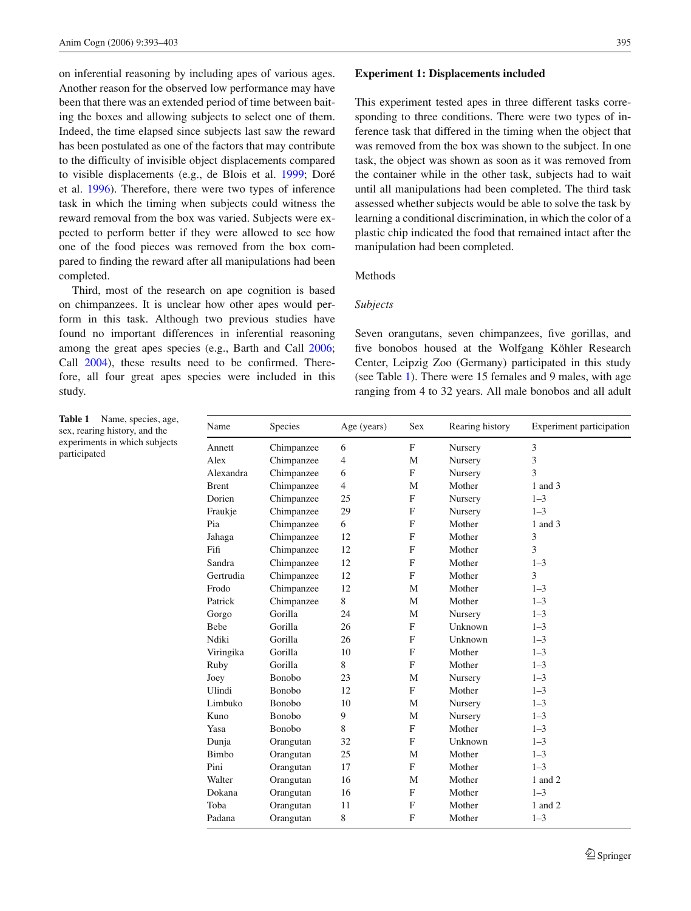on inferential reasoning by including apes of various ages. Another reason for the observed low performance may have been that there was an extended period of time between baiting the boxes and allowing subjects to select one of them. Indeed, the time elapsed since subjects last saw the reward has been postulated as one of the factors that may contribute to the difficulty of invisible object displacements compared to visible displacements (e.g., de Blois et al. 1999; Doré et al. 1996). Therefore, there were two types of inference task in which the timing when subjects could witness the reward removal from the box was varied. Subjects were expected to perform better if they were allowed to see how one of the food pieces was removed from the box compared to finding the reward after all manipulations had been completed.

Third, most of the research on ape cognition is based on chimpanzees. It is unclear how other apes would perform in this task. Although two previous studies have found no important differences in inferential reasoning among the great apes species (e.g., Barth and Call 2006; Call 2004), these results need to be confirmed. Therefore, all four great apes species were included in this study.

## Experiment 1: Displacements included

This experiment tested apes in three different tasks corresponding to three conditions. There were two types of inference task that differed in the timing when the object that was removed from the box was shown to the subject. In one task, the object was shown as soon as it was removed from the container while in the other task, subjects had to wait until all manipulations had been completed. The third task assessed whether subjects would be able to solve the task by learning a conditional discrimination, in which the color of a plastic chip indicated the food that remained intact after the manipulation had been completed.

### Methods

#### *Subjects*

Seven orangutans, seven chimpanzees, five gorillas, and five bonobos housed at the Wolfgang Köhler Research Center, Leipzig Zoo (Germany) participated in this study (see Table 1). There were 15 females and 9 males, with age ranging from 4 to 32 years. All male bonobos and all adult

**Table 1** Name, species, age, sex, rearing history, and the experiments in which subjects participated

| Name | Species | Age (years) | Sex | Rearing history | Experiment participation |
|---|---|---|---|---|---|
| Annett | Chimpanzee | 6 | F | Nursery | 3 |
| Alex | Chimpanzee | 4 | M | Nursery | 3 |
| Alexandra | Chimpanzee | 6 | F | Nursery | 3 |
| Brent | Chimpanzee | 4 | M | Mother | 1 and 3 |
| Dorien | Chimpanzee | 25 | F | Nursery | 1–3 |
| Fraukje | Chimpanzee | 29 | F | Nursery | 1–3 |
| Pia | Chimpanzee | 6 | F | Mother | 1 and 3 |
| Jahaga | Chimpanzee | 12 | F | Mother | 3 |
| Fifi | Chimpanzee | 12 | F | Mother | 3 |
| Sandra | Chimpanzee | 12 | F | Mother | 1–3 |
| Gertrudia | Chimpanzee | 12 | F | Mother | 3 |
| Frodo | Chimpanzee | 12 | M | Mother | 1–3 |
| Patrick | Chimpanzee | 8 | M | Mother | 1–3 |
| Gorgo | Gorilla | 24 | M | Nursery | 1–3 |
| Bebe | Gorilla | 26 | F | Unknown | 1–3 |
| Ndiki | Gorilla | 26 | F | Unknown | 1–3 |
| Viringika | Gorilla | 10 | F | Mother | 1–3 |
| Ruby | Gorilla | 8 | F | Mother | 1–3 |
| Joey | Bonobo | 23 | M | Nursery | 1–3 |
| Ulindi | Bonobo | 12 | F | Mother | 1–3 |
| Limbuko | Bonobo | 10 | M | Nursery | 1–3 |
| Kuno | Bonobo | 9 | M | Nursery | 1–3 |
| Yasa | Bonobo | 8 | F | Mother | 1–3 |
| Dunja | Orangutan | 32 | F | Unknown | 1–3 |
| Bimbo | Orangutan | 25 | M | Mother | 1–3 |
| Pini | Orangutan | 17 | F | Mother | 1–3 |
| Walter | Orangutan | 16 | M | Mother | 1 and 2 |
| Dokana | Orangutan | 16 | F | Mother | 1–3 |
| Toba | Orangutan | 11 | F | Mother | 1 and 2 |
| Padana | Orangutan | 8 | F | Mother | 1–3 |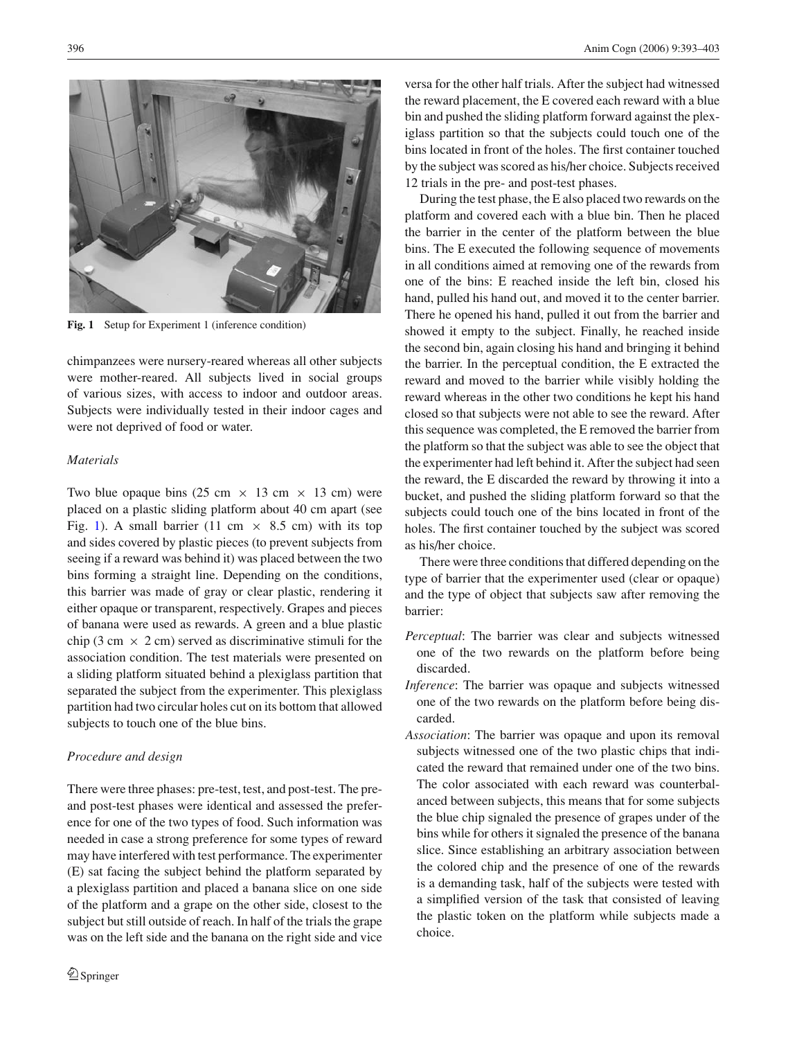Fig. 1 Setup for Experiment 1 (inference condition)

chimpanzees were nursery-reared whereas all other subjects were mother-reared. All subjects lived in social groups of various sizes, with access to indoor and outdoor areas. Subjects were individually tested in their indoor cages and were not deprived of food or water.

### *Materials*

Two blue opaque bins (25 cm × 13 cm × 13 cm) were placed on a plastic sliding platform about 40 cm apart (see Fig. 1). A small barrier (11 cm × 8.5 cm) with its top and sides covered by plastic pieces (to prevent subjects from seeing if a reward was behind it) was placed between the two bins forming a straight line. Depending on the conditions, this barrier was made of gray or clear plastic, rendering it either opaque or transparent, respectively. Grapes and pieces of banana were used as rewards. A green and a blue plastic chip (3 cm × 2 cm) served as discriminative stimuli for the association condition. The test materials were presented on a sliding platform situated behind a plexiglass partition that separated the subject from the experimenter. This plexiglass partition had two circular holes cut on its bottom that allowed subjects to touch one of the blue bins.

### *Procedure and design*

There were three phases: pre-test, test, and post-test. The pre- and post-test phases were identical and assessed the preference for one of the two types of food. Such information was needed in case a strong preference for some types of reward may have interfered with test performance. The experimenter (E) sat facing the subject behind the platform separated by a plexiglass partition and placed a banana slice on one side of the platform and a grape on the other side, closest to the subject but still outside of reach. In half of the trials the grape was on the left side and the banana on the right side and vice versa for the other half trials. After the subject had witnessed the reward placement, the E covered each reward with a blue bin and pushed the sliding platform forward against the plexiglass partition so that the subjects could touch one of the bins located in front of the holes. The first container touched by the subject was scored as his/her choice. Subjects received 12 trials in the pre- and post-test phases.

During the test phase, the E also placed two rewards on the platform and covered each with a blue bin. Then he placed the barrier in the center of the platform between the blue bins. The E executed the following sequence of movements in all conditions aimed at removing one of the rewards from one of the bins: E reached inside the left bin, closed his hand, pulled his hand out, and moved it to the center barrier. There he opened his hand, pulled it out from the barrier and showed it empty to the subject. Finally, he reached inside the second bin, again closing his hand and bringing it behind the barrier. In the perceptual condition, the E extracted the reward and moved to the barrier while visibly holding the reward whereas in the other two conditions he kept his hand closed so that subjects were not able to see the reward. After this sequence was completed, the E removed the barrier from the platform so that the subject was able to see the object that the experimenter had left behind it. After the subject had seen the reward, the E discarded the reward by throwing it into a bucket, and pushed the sliding platform forward so that the subjects could touch one of the bins located in front of the holes. The first container touched by the subject was scored as his/her choice.

There were three conditions that differed depending on the type of barrier that the experimenter used (clear or opaque) and the type of object that subjects saw after removing the barrier:

- *Perceptual*: The barrier was clear and subjects witnessed one of the two rewards on the platform before being discarded.
- *Inference*: The barrier was opaque and subjects witnessed one of the two rewards on the platform before being discarded.
- *Association*: The barrier was opaque and upon its removal subjects witnessed one of the two plastic chips that indicated the reward that remained under one of the two bins. The color associated with each reward was counterbalanced between subjects, this means that for some subjects the blue chip signaled the presence of grapes under of the bins while for others it signaled the presence of the banana slice. Since establishing an arbitrary association between the colored chip and the presence of one of the rewards is a demanding task, half of the subjects were tested with a simplified version of the task that consisted of leaving the plastic token on the platform while subjects made a choice.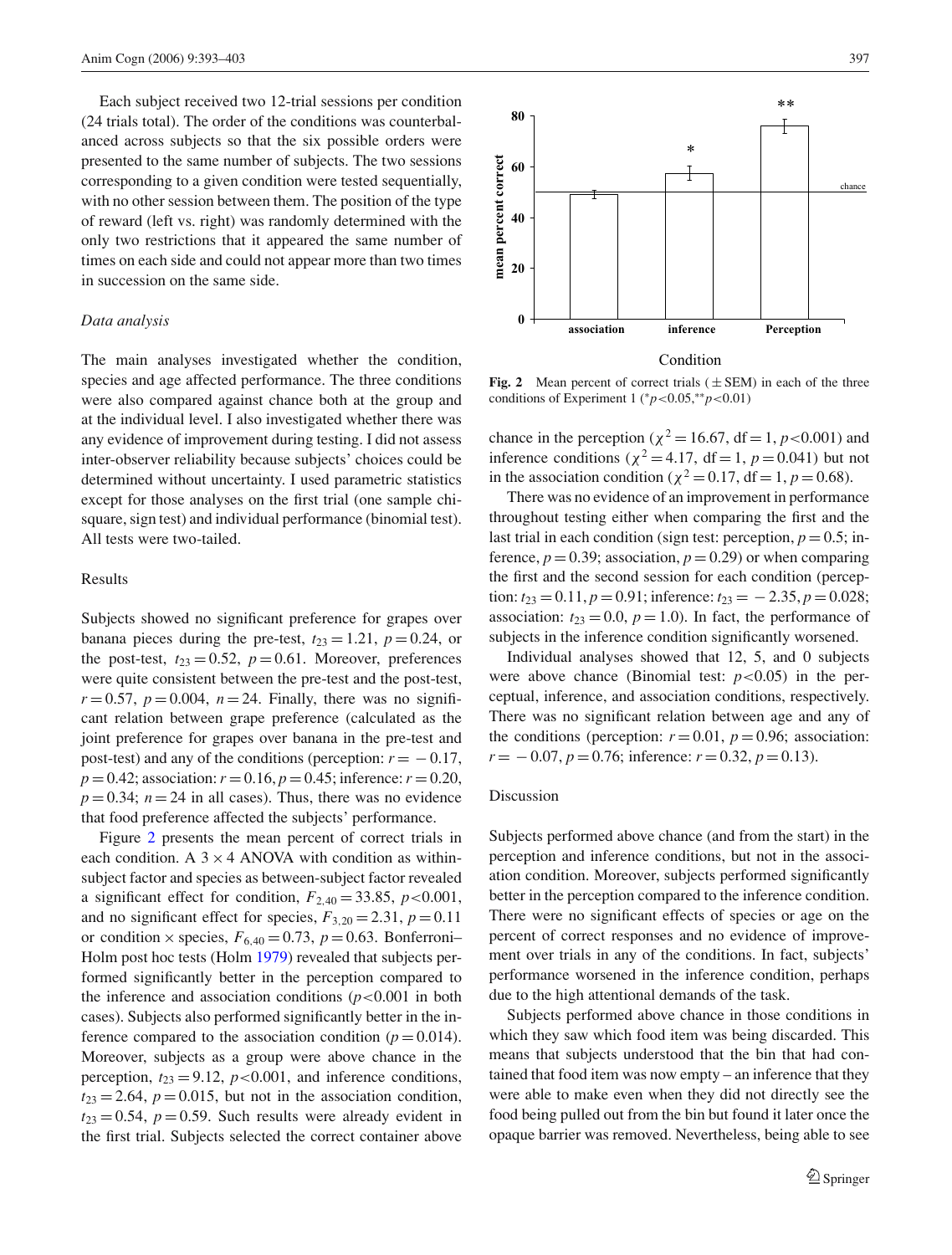Each subject received two 12-trial sessions per condition (24 trials total). The order of the conditions was counterbalanced across subjects so that the six possible orders were presented to the same number of subjects. The two sessions corresponding to a given condition were tested sequentially, with no other session between them. The position of the type of reward (left vs. right) was randomly determined with the only two restrictions that it appeared the same number of times on each side and could not appear more than two times in succession on the same side.

### *Data analysis*

The main analyses investigated whether the condition, species and age affected performance. The three conditions were also compared against chance both at the group and at the individual level. I also investigated whether there was any evidence of improvement during testing. I did not assess inter-observer reliability because subjects' choices could be determined without uncertainty. I used parametric statistics except for those analyses on the first trial (one sample chi-square, sign test) and individual performance (binomial test). All tests were two-tailed.

## Results

Subjects showed no significant preference for grapes over banana pieces during the pre-test, $t_{23} = 1.21$, $p = 0.24$, or the post-test, $t_{23} = 0.52$, $p = 0.61$. Moreover, preferences were quite consistent between the pre-test and the post-test, $r = 0.57$, $p = 0.004$, $n = 24$. Finally, there was no significant relation between grape preference (calculated as the joint preference for grapes over banana in the pre-test and post-test) and any of the conditions (perception: $r = -0.17$, $p = 0.42$; association: $r = 0.16$, $p = 0.45$; inference: $r = 0.20$, $p = 0.34$; $n = 24$ in all cases). Thus, there was no evidence that food preference affected the subjects' performance.

Figure 2 presents the mean percent of correct trials in each condition. A $3 \times 4$ ANOVA with condition as within-subject factor and species as between-subject factor revealed a significant effect for condition, $F_{2,40} = 33.85$, $p < 0.001$, and no significant effect for species, $F_{3,20} = 2.31$, $p = 0.11$ or condition $\times$ species, $F_{6,40} = 0.73$, $p = 0.63$. Bonferroni–Holm post hoc tests (Holm 1979) revealed that subjects performed significantly better in the perception compared to the inference and association conditions ($p < 0.001$ in both cases). Subjects also performed significantly better in the inference compared to the association condition ($p = 0.014$). Moreover, subjects as a group were above chance in the perception, $t_{23} = 9.12$, $p < 0.001$, and inference conditions, $t_{23} = 2.64$, $p = 0.015$, but not in the association condition, $t_{23} = 0.54$, $p = 0.59$. Such results were already evident in the first trial. Subjects selected the correct container above chance in the perception ($\chi^2 = 16.67$, df $= 1$, $p < 0.001$) and inference conditions ($\chi^2 = 4.17$, df $= 1$, $p = 0.041$) but not in the association condition ($\chi^2 = 0.17$, df $= 1$, $p = 0.68$).

**Fig. 2** Mean percent of correct trials ($\pm$ SEM) in each of the three conditions of Experiment 1 ($^{*}p < 0.05$, $^{**}p < 0.01$)

There was no evidence of an improvement in performance throughout testing either when comparing the first and the last trial in each condition (sign test: perception, $p = 0.5$; inference, $p = 0.39$; association, $p = 0.29$) or when comparing the first and the second session for each condition (perception: $t_{23} = 0.11$, $p = 0.91$; inference: $t_{23} = -2.35$, $p = 0.028$; association: $t_{23} = 0.0$, $p = 1.0$). In fact, the performance of subjects in the inference condition significantly worsened.

Individual analyses showed that 12, 5, and 0 subjects were above chance (Binomial test: $p < 0.05$) in the perceptual, inference, and association conditions, respectively. There was no significant relation between age and any of the conditions (perception: $r = 0.01$, $p = 0.96$; association: $r = -0.07$, $p = 0.76$; inference: $r = 0.32$, $p = 0.13$).

## Discussion

Subjects performed above chance (and from the start) in the perception and inference conditions, but not in the association condition. Moreover, subjects performed significantly better in the perception compared to the inference condition. There were no significant effects of species or age on the percent of correct responses and no evidence of improvement over trials in any of the conditions. In fact, subjects' performance worsened in the inference condition, perhaps due to the high attentional demands of the task.

Subjects performed above chance in those conditions in which they saw which food item was being discarded. This means that subjects understood that the bin that had contained that food item was now empty – an inference that they were able to make even when they did not directly see the food being pulled out from the bin but found it later once the opaque barrier was removed. Nevertheless, being able to see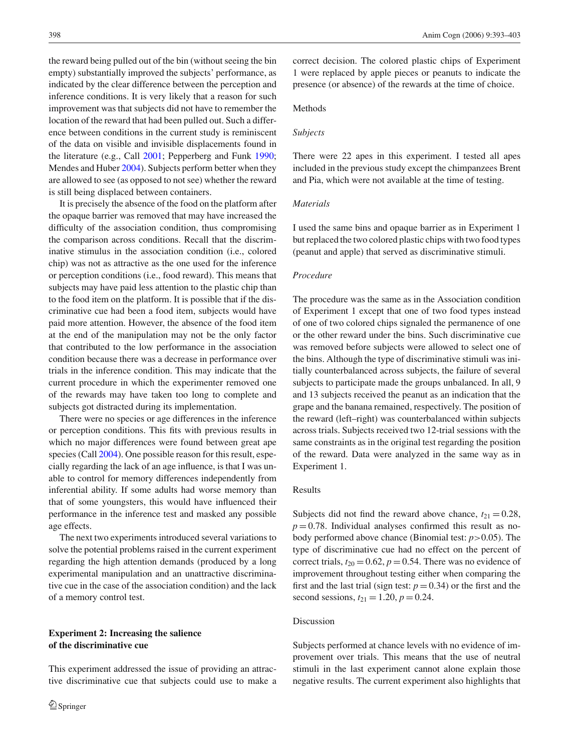the reward being pulled out of the bin (without seeing the bin empty) substantially improved the subjects' performance, as indicated by the clear difference between the perception and inference conditions. It is very likely that a reason for such improvement was that subjects did not have to remember the location of the reward that had been pulled out. Such a difference between conditions in the current study is reminiscent of the data on visible and invisible displacements found in the literature (e.g., Call 2001; Pepperberg and Funk 1990; Mendes and Huber 2004). Subjects perform better when they are allowed to see (as opposed to not see) whether the reward is still being displaced between containers.

It is precisely the absence of the food on the platform after the opaque barrier was removed that may have increased the difficulty of the association condition, thus compromising the comparison across conditions. Recall that the discriminative stimulus in the association condition (i.e., colored chip) was not as attractive as the one used for the inference or perception conditions (i.e., food reward). This means that subjects may have paid less attention to the plastic chip than to the food item on the platform. It is possible that if the discriminative cue had been a food item, subjects would have paid more attention. However, the absence of the food item at the end of the manipulation may not be the only factor that contributed to the low performance in the association condition because there was a decrease in performance over trials in the inference condition. This may indicate that the current procedure in which the experimenter removed one of the rewards may have taken too long to complete and subjects got distracted during its implementation.

There were no species or age differences in the inference or perception conditions. This fits with previous results in which no major differences were found between great ape species (Call 2004). One possible reason for this result, especially regarding the lack of an age influence, is that I was unable to control for memory differences independently from inferential ability. If some adults had worse memory than that of some youngsters, this would have influenced their performance in the inference test and masked any possible age effects.

The next two experiments introduced several variations to solve the potential problems raised in the current experiment regarding the high attention demands (produced by a long experimental manipulation and an unattractive discriminative cue in the case of the association condition) and the lack of a memory control test.

## Experiment 2: Increasing the salience of the discriminative cue

This experiment addressed the issue of providing an attractive discriminative cue that subjects could use to make a correct decision. The colored plastic chips of Experiment 1 were replaced by apple pieces or peanuts to indicate the presence (or absence) of the rewards at the time of choice.

### Methods

*Subjects*

There were 22 apes in this experiment. I tested all apes included in the previous study except the chimpanzees Brent and Pia, which were not available at the time of testing.

*Materials*

I used the same bins and opaque barrier as in Experiment 1 but replaced the two colored plastic chips with two food types (peanut and apple) that served as discriminative stimuli.

*Procedure*

The procedure was the same as in the Association condition of Experiment 1 except that one of two food types instead of one of two colored chips signaled the permanence of one or the other reward under the bins. Such discriminative cue was removed before subjects were allowed to select one of the bins. Although the type of discriminative stimuli was initially counterbalanced across subjects, the failure of several subjects to participate made the groups unbalanced. In all, 9 and 13 subjects received the peanut as an indication that the grape and the banana remained, respectively. The position of the reward (left–right) was counterbalanced within subjects across trials. Subjects received two 12-trial sessions with the same constraints as in the original test regarding the position of the reward. Data were analyzed in the same way as in Experiment 1.

### Results

Subjects did not find the reward above chance, $t_{21} = 0.28$, $p = 0.78$. Individual analyses confirmed this result as nobody performed above chance (Binomial test: $p > 0.05$). The type of discriminative cue had no effect on the percent of correct trials, $t_{20} = 0.62$, $p = 0.54$. There was no evidence of improvement throughout testing either when comparing the first and the last trial (sign test: $p = 0.34$) or the first and the second sessions, $t_{21} = 1.20$, $p = 0.24$.

### Discussion

Subjects performed at chance levels with no evidence of improvement over trials. This means that the use of neutral stimuli in the last experiment cannot alone explain those negative results. The current experiment also highlights that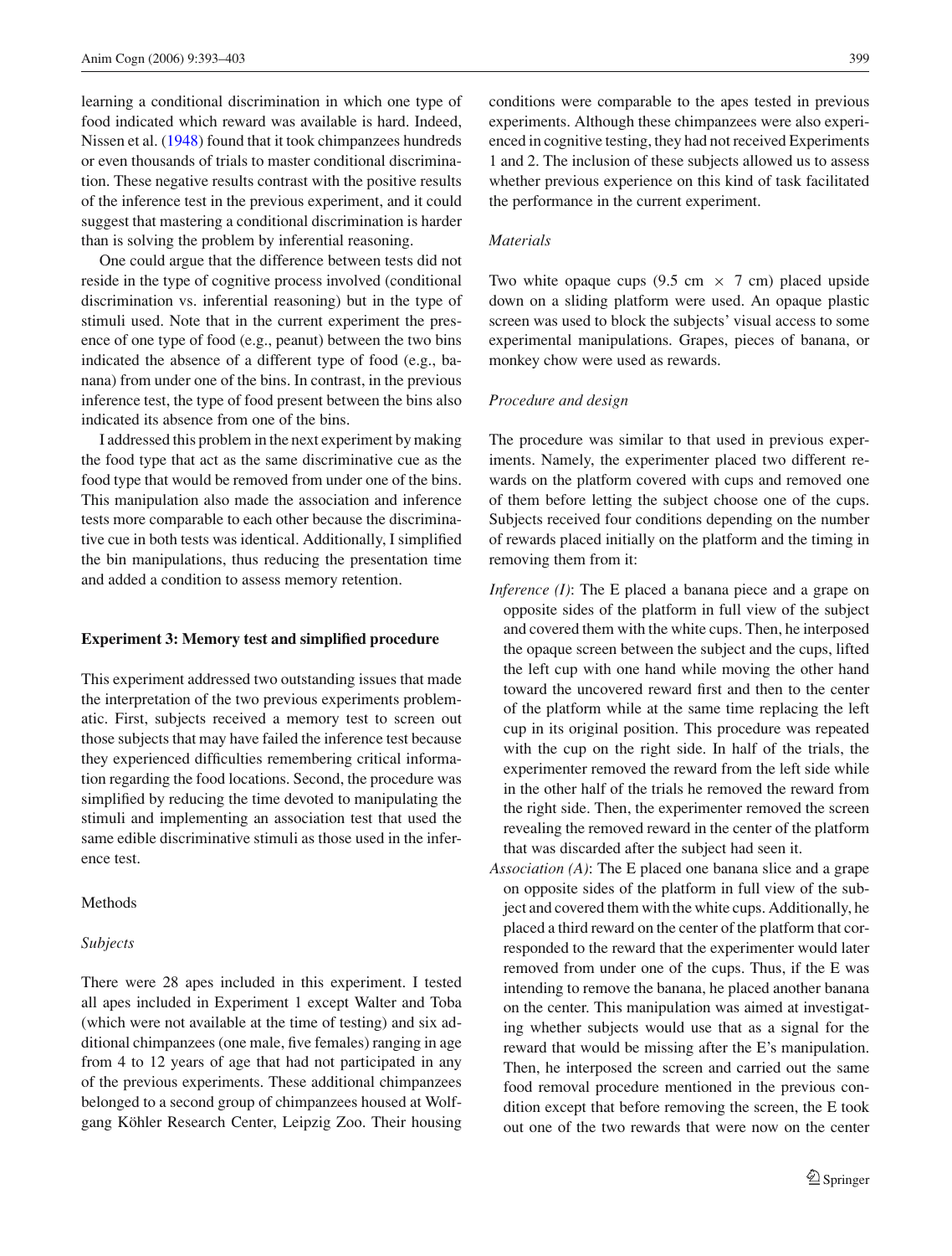learning a conditional discrimination in which one type of food indicated which reward was available is hard. Indeed, Nissen et al. (1948) found that it took chimpanzees hundreds or even thousands of trials to master conditional discrimination. These negative results contrast with the positive results of the inference test in the previous experiment, and it could suggest that mastering a conditional discrimination is harder than is solving the problem by inferential reasoning.

One could argue that the difference between tests did not reside in the type of cognitive process involved (conditional discrimination vs. inferential reasoning) but in the type of stimuli used. Note that in the current experiment the presence of one type of food (e.g., peanut) between the two bins indicated the absence of a different type of food (e.g., banana) from under one of the bins. In contrast, in the previous inference test, the type of food present between the bins also indicated its absence from one of the bins.

I addressed this problem in the next experiment by making the food type that act as the same discriminative cue as the food type that would be removed from under one of the bins. This manipulation also made the association and inference tests more comparable to each other because the discriminative cue in both tests was identical. Additionally, I simplified the bin manipulations, thus reducing the presentation time and added a condition to assess memory retention.

## Experiment 3: Memory test and simplified procedure

This experiment addressed two outstanding issues that made the interpretation of the two previous experiments problematic. First, subjects received a memory test to screen out those subjects that may have failed the inference test because they experienced difficulties remembering critical information regarding the food locations. Second, the procedure was simplified by reducing the time devoted to manipulating the stimuli and implementing an association test that used the same edible discriminative stimuli as those used in the inference test.

### Methods

#### *Subjects*

There were 28 apes included in this experiment. I tested all apes included in Experiment 1 except Walter and Toba (which were not available at the time of testing) and six additional chimpanzees (one male, five females) ranging in age from 4 to 12 years of age that had not participated in any of the previous experiments. These additional chimpanzees belonged to a second group of chimpanzees housed at Wolfgang Köhler Research Center, Leipzig Zoo. Their housing conditions were comparable to the apes tested in previous experiments. Although these chimpanzees were also experienced in cognitive testing, they had not received Experiments 1 and 2. The inclusion of these subjects allowed us to assess whether previous experience on this kind of task facilitated the performance in the current experiment.

#### *Materials*

Two white opaque cups (9.5 cm × 7 cm) placed upside down on a sliding platform were used. An opaque plastic screen was used to block the subjects' visual access to some experimental manipulations. Grapes, pieces of banana, or monkey chow were used as rewards.

#### *Procedure and design*

The procedure was similar to that used in previous experiments. Namely, the experimenter placed two different rewards on the platform covered with cups and removed one of them before letting the subject choose one of the cups. Subjects received four conditions depending on the number of rewards placed initially on the platform and the timing in removing them from it:

- *Inference (I)*: The E placed a banana piece and a grape on opposite sides of the platform in full view of the subject and covered them with the white cups. Then, he interposed the opaque screen between the subject and the cups, lifted the left cup with one hand while moving the other hand toward the uncovered reward first and then to the center of the platform while at the same time replacing the left cup in its original position. This procedure was repeated with the cup on the right side. In half of the trials, the experimenter removed the reward from the left side while in the other half of the trials he removed the reward from the right side. Then, the experimenter removed the screen revealing the removed reward in the center of the platform that was discarded after the subject had seen it.
- *Association (A)*: The E placed one banana slice and a grape on opposite sides of the platform in full view of the subject and covered them with the white cups. Additionally, he placed a third reward on the center of the platform that corresponded to the reward that the experimenter would later removed from under one of the cups. Thus, if the E was intending to remove the banana, he placed another banana on the center. This manipulation was aimed at investigating whether subjects would use that as a signal for the reward that would be missing after the E's manipulation. Then, he interposed the screen and carried out the same food removal procedure mentioned in the previous condition except that before removing the screen, the E took out one of the two rewards that were now on the center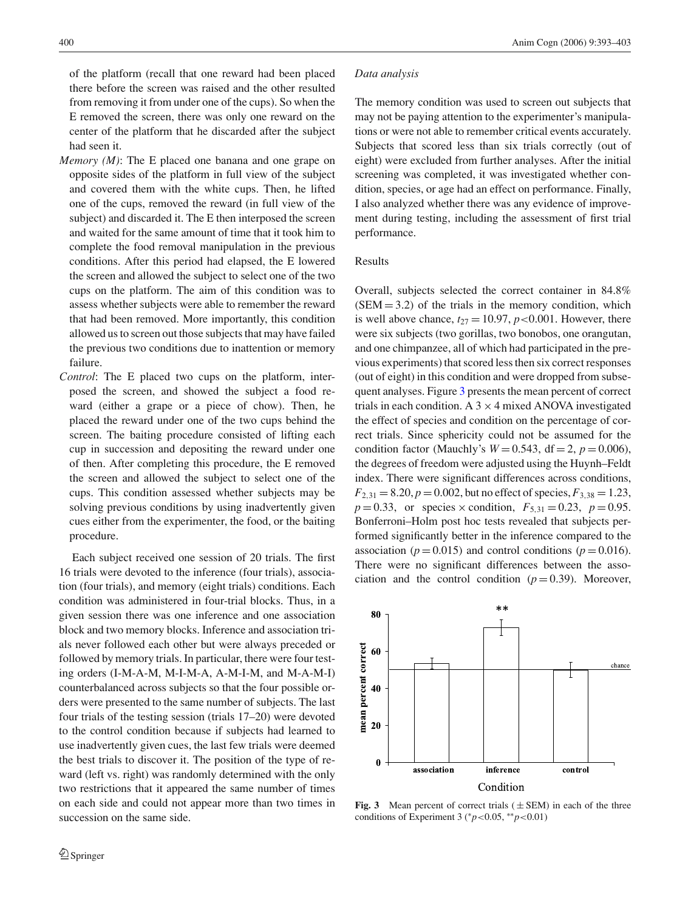of the platform (recall that one reward had been placed there before the screen was raised and the other resulted from removing it from under one of the cups). So when the E removed the screen, there was only one reward on the center of the platform that he discarded after the subject had seen it.

*Memory (M)*: The E placed one banana and one grape on opposite sides of the platform in full view of the subject and covered them with the white cups. Then, he lifted one of the cups, removed the reward (in full view of the subject) and discarded it. The E then interposed the screen and waited for the same amount of time that it took him to complete the food removal manipulation in the previous conditions. After this period had elapsed, the E lowered the screen and allowed the subject to select one of the two cups on the platform. The aim of this condition was to assess whether subjects were able to remember the reward that had been removed. More importantly, this condition allowed us to screen out those subjects that may have failed the previous two conditions due to inattention or memory failure.

*Control*: The E placed two cups on the platform, interposed the screen, and showed the subject a food reward (either a grape or a piece of chow). Then, he placed the reward under one of the two cups behind the screen. The baiting procedure consisted of lifting each cup in succession and depositing the reward under one of them. After completing this procedure, the E removed the screen and allowed the subject to select one of the cups. This condition assessed whether subjects may be solving previous conditions by using inadvertently given cues either from the experimenter, the food, or the baiting procedure.

Each subject received one session of 20 trials. The first 16 trials were devoted to the inference (four trials), association (four trials), and memory (eight trials) conditions. Each condition was administered in four-trial blocks. Thus, in a given session there was one inference and one association block and two memory blocks. Inference and association trials never followed each other but were always preceded or followed by memory trials. In particular, there were four testing orders (I-M-A-M, M-I-M-A, A-M-I-M, and M-A-M-I) counterbalanced across subjects so that the four possible orders were presented to the same number of subjects. The last four trials of the testing session (trials 17–20) were devoted to the control condition because if subjects had learned to use inadvertently given cues, the last few trials were deemed the best trials to discover it. The position of the type of reward (left vs. right) was randomly determined with the only two restrictions that it appeared the same number of times on each side and could not appear more than two times in succession on the same side.

*Data analysis*

The memory condition was used to screen out subjects that may not be paying attention to the experimenter's manipulations or were not able to remember critical events accurately. Subjects that scored less than six trials correctly (out of eight) were excluded from further analyses. After the initial screening was completed, it was investigated whether condition, species, or age had an effect on performance. Finally, I also analyzed whether there was any evidence of improvement during testing, including the assessment of first trial performance.

## Results

Overall, subjects selected the correct container in 84.8% (SEM = 3.2) of the trials in the memory condition, which is well above chance, $t_{27} = 10.97$, $p < 0.001$. However, there were six subjects (two gorillas, two bonobos, one orangutan, and one chimpanzee, all of which had participated in the previous experiments) that scored less then six correct responses (out of eight) in this condition and were dropped from subsequent analyses. Figure 3 presents the mean percent of correct trials in each condition. A 3 × 4 mixed ANOVA investigated the effect of species and condition on the percentage of correct trials. Since sphericity could not be assumed for the condition factor (Mauchly's $W = 0.543$, df = 2, $p = 0.006$), the degrees of freedom were adjusted using the Huynh–Feldt index. There were significant differences across conditions, $F_{2,31} = 8.20$, $p = 0.002$, but no effect of species, $F_{3,38} = 1.23$, $p = 0.33$, or species × condition, $F_{5,31} = 0.23$, $p = 0.95$. Bonferroni–Holm post hoc tests revealed that subjects performed significantly better in the inference compared to the association ($p = 0.015$) and control conditions ($p = 0.016$). There were no significant differences between the association and the control condition ($p = 0.39$). Moreover,

mean percent correct
80
60
40
20
0
association
inference
control
Condition
**
chance

**Fig. 3** Mean percent of correct trials (± SEM) in each of the three conditions of Experiment 3 (*$p < 0.05$, **$p < 0.01$)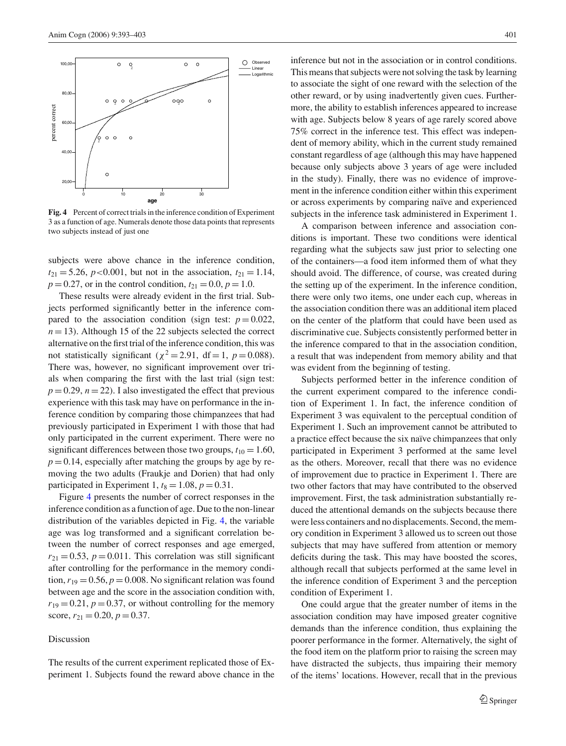**Fig. 4** Percent of correct trials in the inference condition of Experiment 3 as a function of age. Numerals denote those data points that represents two subjects instead of just one

subjects were above chance in the inference condition, $t_{21} = 5.26$, $p < 0.001$, but not in the association, $t_{21} = 1.14$, $p = 0.27$, or in the control condition, $t_{21} = 0.0$, $p = 1.0$.

These results were already evident in the first trial. Subjects performed significantly better in the inference compared to the association condition (sign test: $p = 0.022$, $n = 13$). Although 15 of the 22 subjects selected the correct alternative on the first trial of the inference condition, this was not statistically significant ($\chi^2 = 2.91$, df = 1, $p = 0.088$). There was, however, no significant improvement over trials when comparing the first with the last trial (sign test: $p = 0.29$, $n = 22$). I also investigated the effect that previous experience with this task may have on performance in the inference condition by comparing those chimpanzees that had previously participated in Experiment 1 with those that had only participated in the current experiment. There were no significant differences between those two groups, $t_{10} = 1.60$, $p = 0.14$, especially after matching the groups by age by removing the two adults (Fraukje and Dorien) that had only participated in Experiment 1, $t_8 = 1.08$, $p = 0.31$.

Figure 4 presents the number of correct responses in the inference condition as a function of age. Due to the non-linear distribution of the variables depicted in Fig. 4, the variable age was log transformed and a significant correlation between the number of correct responses and age emerged, $r_{21} = 0.53$, $p = 0.011$. This correlation was still significant after controlling for the performance in the memory condition, $r_{19} = 0.56$, $p = 0.008$. No significant relation was found between age and the score in the association condition with, $r_{19} = 0.21$, $p = 0.37$, or without controlling for the memory score, $r_{21} = 0.20$, $p = 0.37$.

## Discussion

The results of the current experiment replicated those of Experiment 1. Subjects found the reward above chance in the inference but not in the association or in control conditions. This means that subjects were not solving the task by learning to associate the sight of one reward with the selection of the other reward, or by using inadvertently given cues. Furthermore, the ability to establish inferences appeared to increase with age. Subjects below 8 years of age rarely scored above 75% correct in the inference test. This effect was independent of memory ability, which in the current study remained constant regardless of age (although this may have happened because only subjects above 3 years of age were included in the study). Finally, there was no evidence of improvement in the inference condition either within this experiment or across experiments by comparing naïve and experienced subjects in the inference task administered in Experiment 1.

A comparison between inference and association conditions is important. These two conditions were identical regarding what the subjects saw just prior to selecting one of the containers—a food item informed them of what they should avoid. The difference, of course, was created during the setting up of the experiment. In the inference condition, there were only two items, one under each cup, whereas in the association condition there was an additional item placed on the center of the platform that could have been used as discriminative cue. Subjects consistently performed better in the inference compared to that in the association condition, a result that was independent from memory ability and that was evident from the beginning of testing.

Subjects performed better in the inference condition of the current experiment compared to the inference condition of Experiment 1. In fact, the inference condition of Experiment 3 was equivalent to the perceptual condition of Experiment 1. Such an improvement cannot be attributed to a practice effect because the six naïve chimpanzees that only participated in Experiment 3 performed at the same level as the others. Moreover, recall that there was no evidence of improvement due to practice in Experiment 1. There are two other factors that may have contributed to the observed improvement. First, the task administration substantially reduced the attentional demands on the subjects because there were less containers and no displacements. Second, the memory condition in Experiment 3 allowed us to screen out those subjects that may have suffered from attention or memory deficits during the task. This may have boosted the scores, although recall that subjects performed at the same level in the inference condition of Experiment 3 and the perception condition of Experiment 1.

One could argue that the greater number of items in the association condition may have imposed greater cognitive demands than the inference condition, thus explaining the poorer performance in the former. Alternatively, the sight of the food item on the platform prior to raising the screen may have distracted the subjects, thus impairing their memory of the items' locations. However, recall that in the previous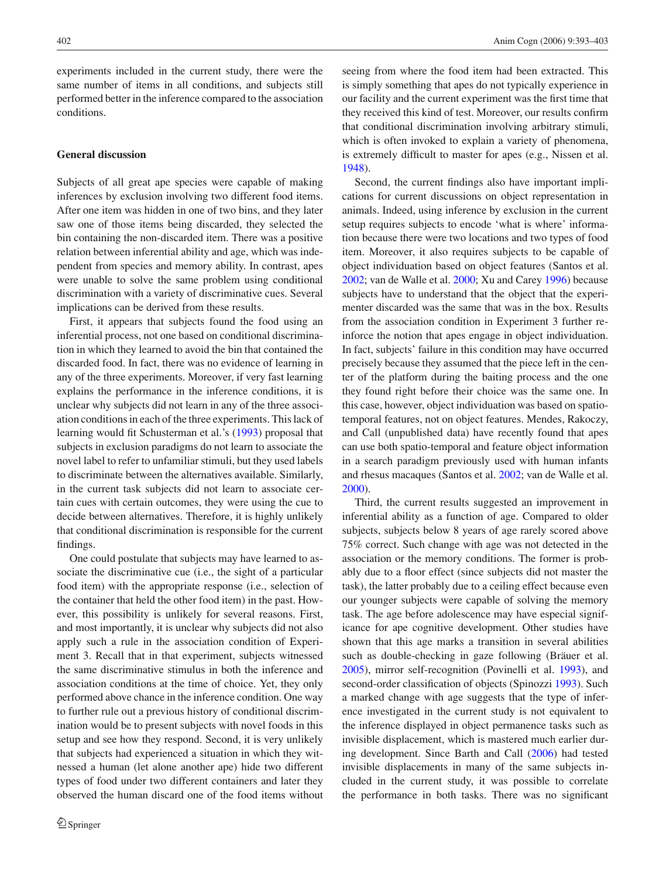experiments included in the current study, there were the same number of items in all conditions, and subjects still performed better in the inference compared to the association conditions.

## General discussion

Subjects of all great ape species were capable of making inferences by exclusion involving two different food items. After one item was hidden in one of two bins, and they later saw one of those items being discarded, they selected the bin containing the non-discarded item. There was a positive relation between inferential ability and age, which was independent from species and memory ability. In contrast, apes were unable to solve the same problem using conditional discrimination with a variety of discriminative cues. Several implications can be derived from these results.

First, it appears that subjects found the food using an inferential process, not one based on conditional discrimination in which they learned to avoid the bin that contained the discarded food. In fact, there was no evidence of learning in any of the three experiments. Moreover, if very fast learning explains the performance in the inference conditions, it is unclear why subjects did not learn in any of the three association conditions in each of the three experiments. This lack of learning would fit Schusterman et al.'s (1993) proposal that subjects in exclusion paradigms do not learn to associate the novel label to refer to unfamiliar stimuli, but they used labels to discriminate between the alternatives available. Similarly, in the current task subjects did not learn to associate certain cues with certain outcomes, they were using the cue to decide between alternatives. Therefore, it is highly unlikely that conditional discrimination is responsible for the current findings.

One could postulate that subjects may have learned to associate the discriminative cue (i.e., the sight of a particular food item) with the appropriate response (i.e., selection of the container that held the other food item) in the past. However, this possibility is unlikely for several reasons. First, and most importantly, it is unclear why subjects did not also apply such a rule in the association condition of Experiment 3. Recall that in that experiment, subjects witnessed the same discriminative stimulus in both the inference and association conditions at the time of choice. Yet, they only performed above chance in the inference condition. One way to further rule out a previous history of conditional discrimination would be to present subjects with novel foods in this setup and see how they respond. Second, it is very unlikely that subjects had experienced a situation in which they witnessed a human (let alone another ape) hide two different types of food under two different containers and later they observed the human discard one of the food items without seeing from where the food item had been extracted. This is simply something that apes do not typically experience in our facility and the current experiment was the first time that they received this kind of test. Moreover, our results confirm that conditional discrimination involving arbitrary stimuli, which is often invoked to explain a variety of phenomena, is extremely difficult to master for apes (e.g., Nissen et al. 1948).

Second, the current findings also have important implications for current discussions on object representation in animals. Indeed, using inference by exclusion in the current setup requires subjects to encode 'what is where' information because there were two locations and two types of food item. Moreover, it also requires subjects to be capable of object individuation based on object features (Santos et al. 2002; van de Walle et al. 2000; Xu and Carey 1996) because subjects have to understand that the object that the experimenter discarded was the same that was in the box. Results from the association condition in Experiment 3 further reinforce the notion that apes engage in object individuation. In fact, subjects' failure in this condition may have occurred precisely because they assumed that the piece left in the center of the platform during the baiting process and the one they found right before their choice was the same one. In this case, however, object individuation was based on spatio-temporal features, not on object features. Mendes, Rakoczy, and Call (unpublished data) have recently found that apes can use both spatio-temporal and feature object information in a search paradigm previously used with human infants and rhesus macaques (Santos et al. 2002; van de Walle et al. 2000).

Third, the current results suggested an improvement in inferential ability as a function of age. Compared to older subjects, subjects below 8 years of age rarely scored above 75% correct. Such change with age was not detected in the association or the memory conditions. The former is probably due to a floor effect (since subjects did not master the task), the latter probably due to a ceiling effect because even our younger subjects were capable of solving the memory task. The age before adolescence may have especial significance for ape cognitive development. Other studies have shown that this age marks a transition in several abilities such as double-checking in gaze following (Bräuer et al. 2005), mirror self-recognition (Povinelli et al. 1993), and second-order classification of objects (Spinozzi 1993). Such a marked change with age suggests that the type of inference investigated in the current study is not equivalent to the inference displayed in object permanence tasks such as invisible displacement, which is mastered much earlier during development. Since Barth and Call (2006) had tested invisible displacements in many of the same subjects included in the current study, it was possible to correlate the performance in both tasks. There was no significant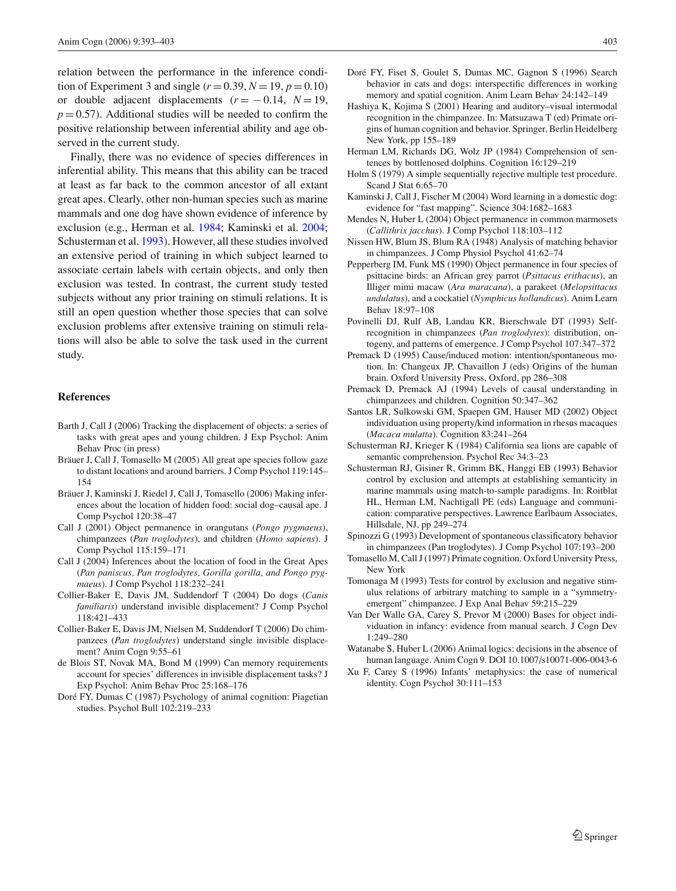relation between the performance in the inference condition of Experiment 3 and single ($r = 0.39$, $N = 19$, $p = 0.10$) or double adjacent displacements ($r = -0.14$, $N = 19$, $p = 0.57$). Additional studies will be needed to confirm the positive relationship between inferential ability and age observed in the current study.

Finally, there was no evidence of species differences in inferential ability. This means that this ability can be traced at least as far back to the common ancestor of all extant great apes. Clearly, other non-human species such as marine mammals and one dog have shown evidence of inference by exclusion (e.g., Herman et al. 1984; Kaminski et al. 2004; Schusterman et al. 1993). However, all these studies involved an extensive period of training in which subject learned to associate certain labels with certain objects, and only then exclusion was tested. In contrast, the current study tested subjects without any prior training on stimuli relations. It is still an open question whether those species that can solve exclusion problems after extensive training on stimuli relations will also be able to solve the task used in the current study.

## References

Barth J, Call J (2006) Tracking the displacement of objects: a series of tasks with great apes and young children. J Exp Psychol: Anim Behav Proc (in press)

Bräuer J, Call J, Tomasello M (2005) All great ape species follow gaze to distant locations and around barriers. J Comp Psychol 119:145–154

Bräuer J, Kaminski J, Riedel J, Call J, Tomasello M (2006) Making inferences about the location of hidden food: social dog–causal ape. J Comp Psychol 120:38–47

Call J (2001) Object permanence in orangutans (*Pongo pygmaeus*), chimpanzees (*Pan troglodytes*), and children (*Homo sapiens*). J Comp Psychol 115:159–171

Call J (2004) Inferences about the location of food in the Great Apes (*Pan paniscus, Pan troglodytes, Gorilla gorilla, and Pongo pygmaeus*). J Comp Psychol 118:232–241

Collier-Baker E, Davis JM, Suddendorf T (2004) Do dogs (*Canis familiaris*) understand invisible displacement? J Comp Psychol 118:421–433

Collier-Baker E, Davis JM, Nielsen M, Suddendorf T (2006) Do chimpanzees (*Pan troglodytes*) understand single invisible displacement? Anim Cogn 9:55–61

de Blois ST, Novak MA, Bond M (1999) Can memory requirements account for species' differences in invisible displacement tasks? J Exp Psychol: Anim Behav Proc 25:168–176

Doré FY, Dumas C (1987) Psychology of animal cognition: Piagetian studies. Psychol Bull 102:219–233

Doré FY, Fiset S, Goulet S, Dumas MC, Gagnon S (1996) Search behavior in cats and dogs: interspecific differences in working memory and spatial cognition. Anim Learn Behav 24:142–149

Hashiya K, Kojima S (2001) Hearing and auditory–visual intermodal recognition in the chimpanzee. In: Matsuzawa T (ed) Primate origins of human cognition and behavior. Springer, Berlin Heidelberg New York, pp 155–189

Herman LM, Richards DG, Wolz JP (1984) Comprehension of sentences by bottlenosed dolphins. Cognition 16:129–219

Holm S (1979) A simple sequentially rejective multiple test procedure. Scand J Stat 6:65–70

Kaminski J, Call J, Fischer M (2004) Word learning in a domestic dog: evidence for "fast mapping". Science 304:1682–1683

Mendes N, Huber L (2004) Object permanence in common marmosets (*Callithrix jacchus*). J Comp Psychol 118:103–112

Nissen HW, Blum JS, Blum RA (1948) Analysis of matching behavior in chimpanzees. J Comp Physiol Psychol 41:62–74

Pepperberg IM, Funk MS (1990) Object permanence in four species of psittacine birds: an African grey parrot (*Psittacus erithacus*), an Illiger mimi macaw (*Ara maracana*), a parakeet (*Melopsittacus undulatus*), and a cockatiel (*Nymphicus hollandicus*). Anim Learn Behav 18:97–108

Povinelli DJ, Rulf AB, Landau KR, Bierschwale DT (1993) Self-recognition in chimpanzees (*Pan troglodytes*): distribution, ontogeny, and patterns of emergence. J Comp Psychol 107:347–372

Premack D (1995) Cause/induced motion: intention/spontaneous motion. In: Changeux JP, Chavaillon J (eds) Origins of the human brain. Oxford University Press, Oxford, pp 286–308

Premack D, Premack AJ (1994) Levels of causal understanding in chimpanzees and children. Cognition 50:347–362

Santos LR, Sulkowski GM, Spaepen GM, Hauser MD (2002) Object individuation using property/kind information in rhesus macaques (*Macaca mulatta*). Cognition 83:241–264

Schusterman RJ, Krieger K (1984) California sea lions are capable of semantic comprehension. Psychol Rec 34:3–23

Schusterman RJ, Gisiner R, Grimm BK, Hanggi EB (1993) Behavior control by exclusion and attempts at establishing semanticity in marine mammals using match-to-sample paradigms. In: Roitblat HL, Herman LM, Nachtigall PE (eds) Language and communication: comparative perspectives. Lawrence Earlbaum Associates, Hillsdale, NJ, pp 249–274

Spinozzi G (1993) Development of spontaneous classificatory behavior in chimpanzees (Pan troglodytes). J Comp Psychol 107:193–200

Tomasello M, Call J (1997) Primate cognition. Oxford University Press, New York

Tomonaga M (1993) Tests for control by exclusion and negative stimulus relations of arbitrary matching to sample in a "symmetry-emergent" chimpanzee. J Exp Anal Behav 59:215–229

Van Der Walle GA, Carey S, Prevor M (2000) Bases for object individuation in infancy: evidence from manual search. J Cogn Dev 1:249–280

Watanabe S, Huber L (2006) Animal logics: decisions in the absence of human language. Anim Cogn 9. DOI 10.1007/s10071-006-0043-6

Xu F, Carey S (1996) Infants' metaphysics: the case of numerical identity. Cogn Psychol 30:111–153